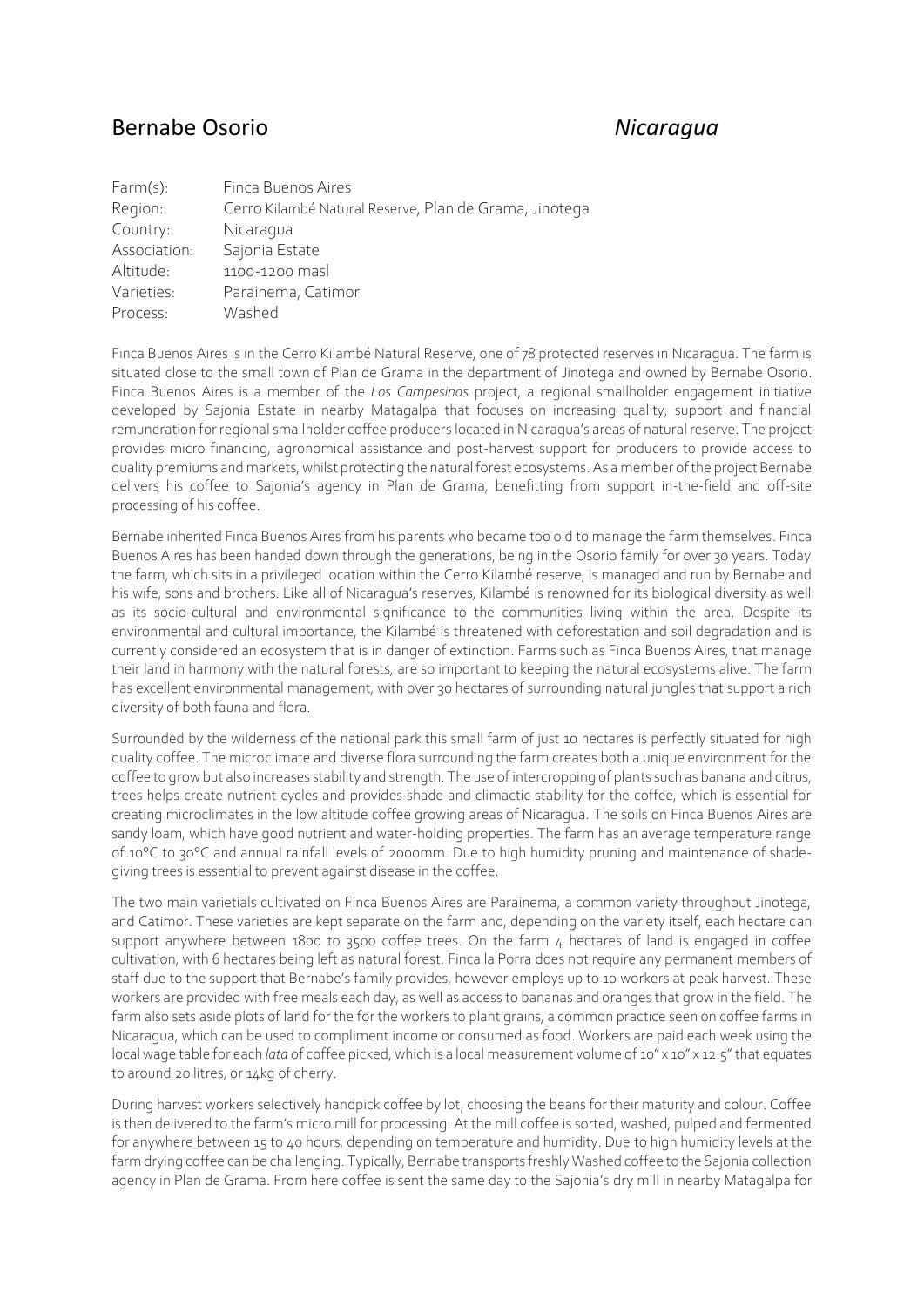# Bernabe Osorio *Nicaragua*

| | |
|---|---|
| Farm(s): | Finca Buenos Aires |
| Region: | Cerro Kilambé Natural Reserve, Plan de Grama, Jinotega |
| Country: | Nicaragua |
| Association: | Sajonia Estate |
| Altitude: | 1100-1200 masl |
| Varieties: | Parainema, Catimor |
| Process: | Washed |

Finca Buenos Aires is in the Cerro Kilambé Natural Reserve, one of 78 protected reserves in Nicaragua. The farm is situated close to the small town of Plan de Grama in the department of Jinotega and owned by Bernabe Osorio. Finca Buenos Aires is a member of the *Los Campesinos* project, a regional smallholder engagement initiative developed by Sajonia Estate in nearby Matagalpa that focuses on increasing quality, support and financial remuneration for regional smallholder coffee producers located in Nicaragua's areas of natural reserve. The project provides micro financing, agronomical assistance and post-harvest support for producers to provide access to quality premiums and markets, whilst protecting the natural forest ecosystems. As a member of the project Bernabe delivers his coffee to Sajonia's agency in Plan de Grama, benefitting from support in-the-field and off-site processing of his coffee.

Bernabe inherited Finca Buenos Aires from his parents who became too old to manage the farm themselves. Finca Buenos Aires has been handed down through the generations, being in the Osorio family for over 30 years. Today the farm, which sits in a privileged location within the Cerro Kilambé reserve, is managed and run by Bernabe and his wife, sons and brothers. Like all of Nicaragua's reserves, Kilambé is renowned for its biological diversity as well as its socio-cultural and environmental significance to the communities living within the area. Despite its environmental and cultural importance, the Kilambé is threatened with deforestation and soil degradation and is currently considered an ecosystem that is in danger of extinction. Farms such as Finca Buenos Aires, that manage their land in harmony with the natural forests, are so important to keeping the natural ecosystems alive. The farm has excellent environmental management, with over 30 hectares of surrounding natural jungles that support a rich diversity of both fauna and flora.

Surrounded by the wilderness of the national park this small farm of just 10 hectares is perfectly situated for high quality coffee. The microclimate and diverse flora surrounding the farm creates both a unique environment for the coffee to grow but also increases stability and strength. The use of intercropping of plants such as banana and citrus, trees helps create nutrient cycles and provides shade and climactic stability for the coffee, which is essential for creating microclimates in the low altitude coffee growing areas of Nicaragua. The soils on Finca Buenos Aires are sandy loam, which have good nutrient and water-holding properties. The farm has an average temperature range of 10°C to 30°C and annual rainfall levels of 2000mm. Due to high humidity pruning and maintenance of shade-giving trees is essential to prevent against disease in the coffee.

The two main varietials cultivated on Finca Buenos Aires are Parainema, a common variety throughout Jinotega, and Catimor. These varieties are kept separate on the farm and, depending on the variety itself, each hectare can support anywhere between 1800 to 3500 coffee trees. On the farm 4 hectares of land is engaged in coffee cultivation, with 6 hectares being left as natural forest. Finca la Porra does not require any permanent members of staff due to the support that Bernabe's family provides, however employs up to 10 workers at peak harvest. These workers are provided with free meals each day, as well as access to bananas and oranges that grow in the field. The farm also sets aside plots of land for the for the workers to plant grains, a common practice seen on coffee farms in Nicaragua, which can be used to compliment income or consumed as food. Workers are paid each week using the local wage table for each *lata* of coffee picked, which is a local measurement volume of 10" x 10" x 12.5" that equates to around 20 litres, or 14kg of cherry.

During harvest workers selectively handpick coffee by lot, choosing the beans for their maturity and colour. Coffee is then delivered to the farm's micro mill for processing. At the mill coffee is sorted, washed, pulped and fermented for anywhere between 15 to 40 hours, depending on temperature and humidity. Due to high humidity levels at the farm drying coffee can be challenging. Typically, Bernabe transports freshly Washed coffee to the Sajonia collection agency in Plan de Grama. From here coffee is sent the same day to the Sajonia's dry mill in nearby Matagalpa for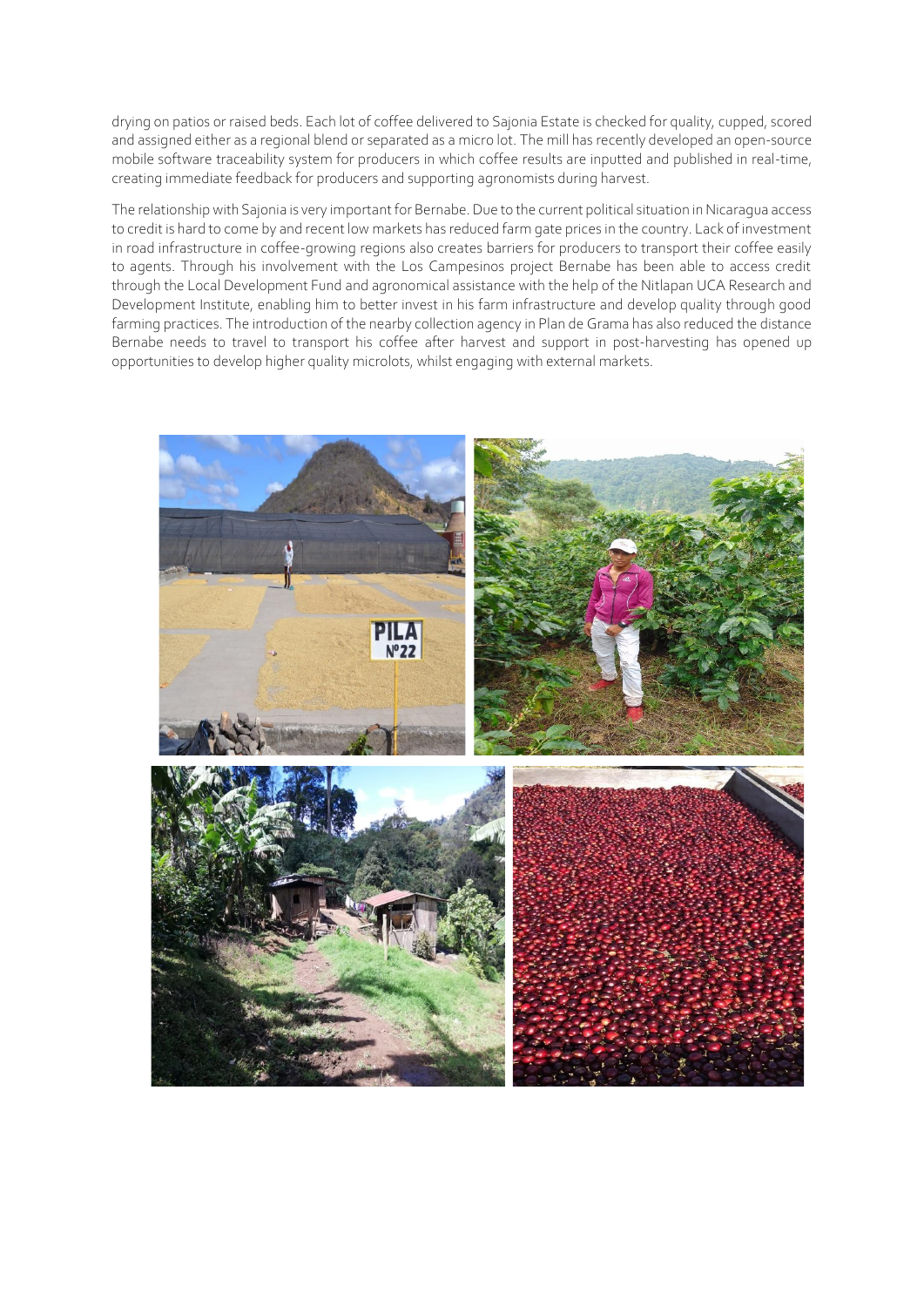drying on patios or raised beds. Each lot of coffee delivered to Sajonia Estate is checked for quality, cupped, scored and assigned either as a regional blend or separated as a micro lot. The mill has recently developed an open-source mobile software traceability system for producers in which coffee results are inputted and published in real-time, creating immediate feedback for producers and supporting agronomists during harvest.

The relationship with Sajonia is very important for Bernabe. Due to the current political situation in Nicaragua access to credit is hard to come by and recent low markets has reduced farm gate prices in the country. Lack of investment in road infrastructure in coffee-growing regions also creates barriers for producers to transport their coffee easily to agents. Through his involvement with the Los Campesinos project Bernabe has been able to access credit through the Local Development Fund and agronomical assistance with the help of the Nitlapan UCA Research and Development Institute, enabling him to better invest in his farm infrastructure and develop quality through good farming practices. The introduction of the nearby collection agency in Plan de Grama has also reduced the distance Bernabe needs to travel to transport his coffee after harvest and support in post-harvesting has opened up opportunities to develop higher quality microlots, whilst engaging with external markets.